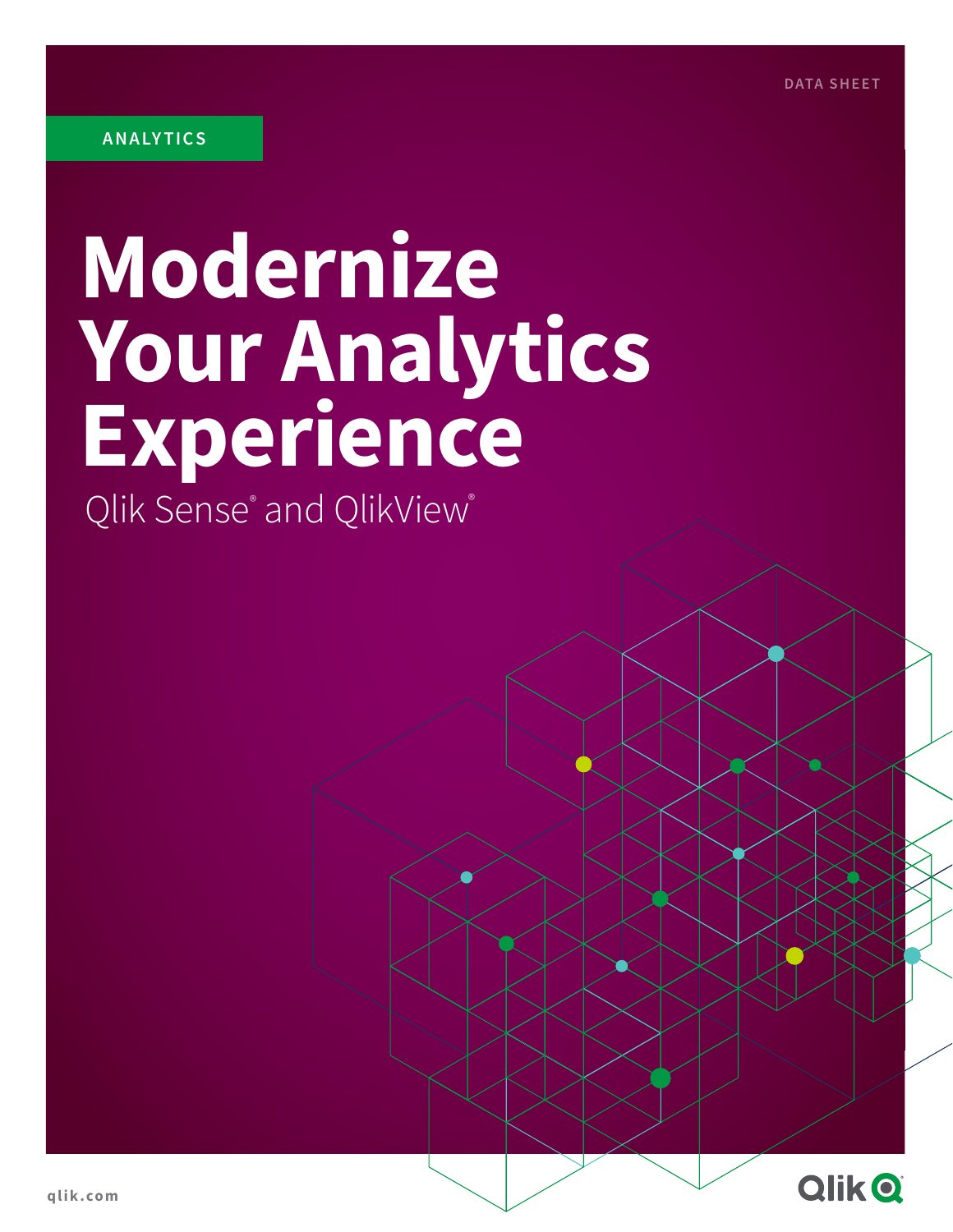DATA SHEET

ANALYTICS

# Modernize Your Analytics Experience

Qlik Sense® and QlikView®

qlik.com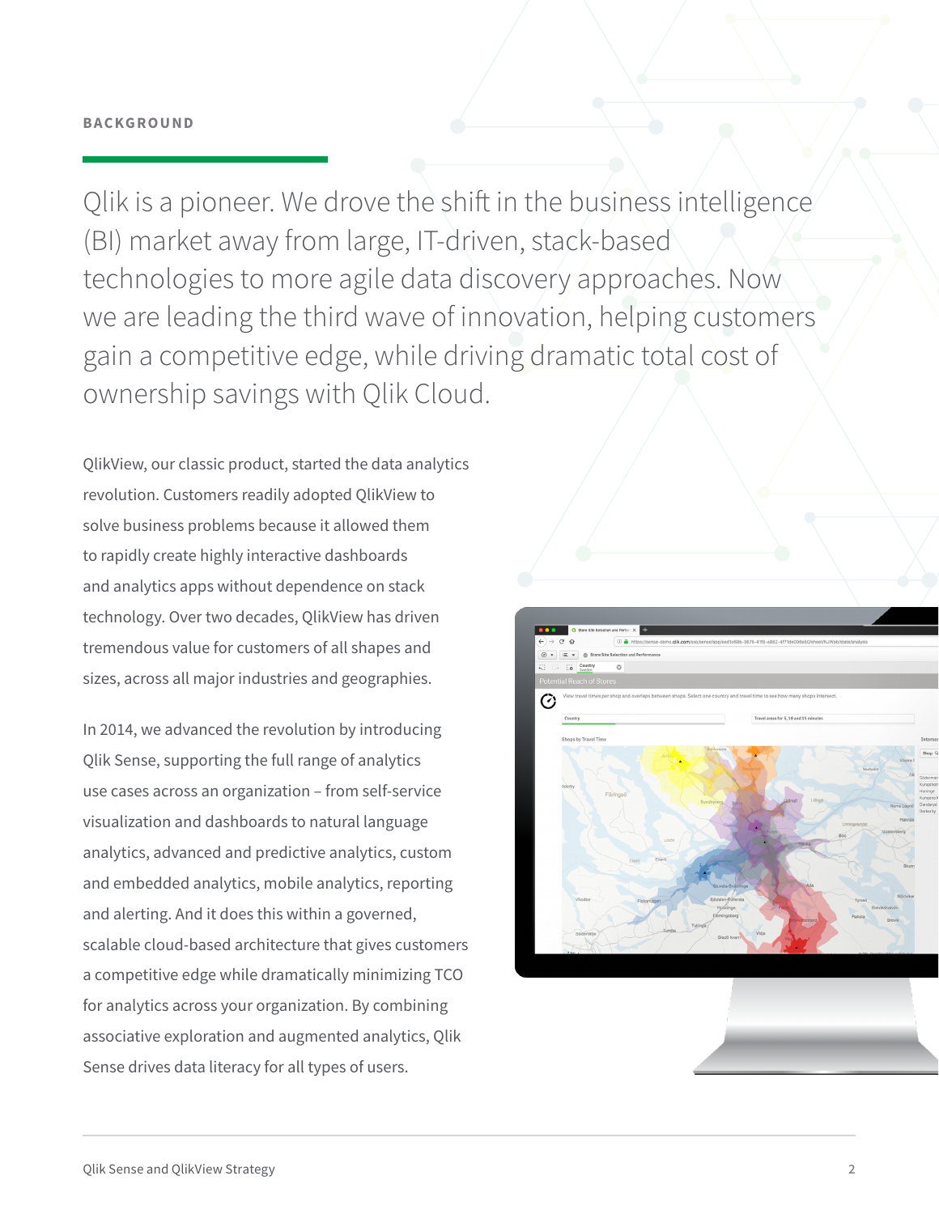## BACKGROUND

Qlik is a pioneer. We drove the shift in the business intelligence (BI) market away from large, IT-driven, stack-based technologies to more agile data discovery approaches. Now we are leading the third wave of innovation, helping customers gain a competitive edge, while driving dramatic total cost of ownership savings with Qlik Cloud.

QlikView, our classic product, started the data analytics revolution. Customers readily adopted QlikView to solve business problems because it allowed them to rapidly create highly interactive dashboards and analytics apps without dependence on stack technology. Over two decades, QlikView has driven tremendous value for customers of all shapes and sizes, across all major industries and geographies.

In 2014, we advanced the revolution by introducing Qlik Sense, supporting the full range of analytics use cases across an organization – from self-service visualization and dashboards to natural language analytics, advanced and predictive analytics, custom and embedded analytics, mobile analytics, reporting and alerting. And it does this within a governed, scalable cloud-based architecture that gives customers a competitive edge while dramatically minimizing TCO for analytics across your organization. By combining associative exploration and augmented analytics, Qlik Sense drives data literacy for all types of users.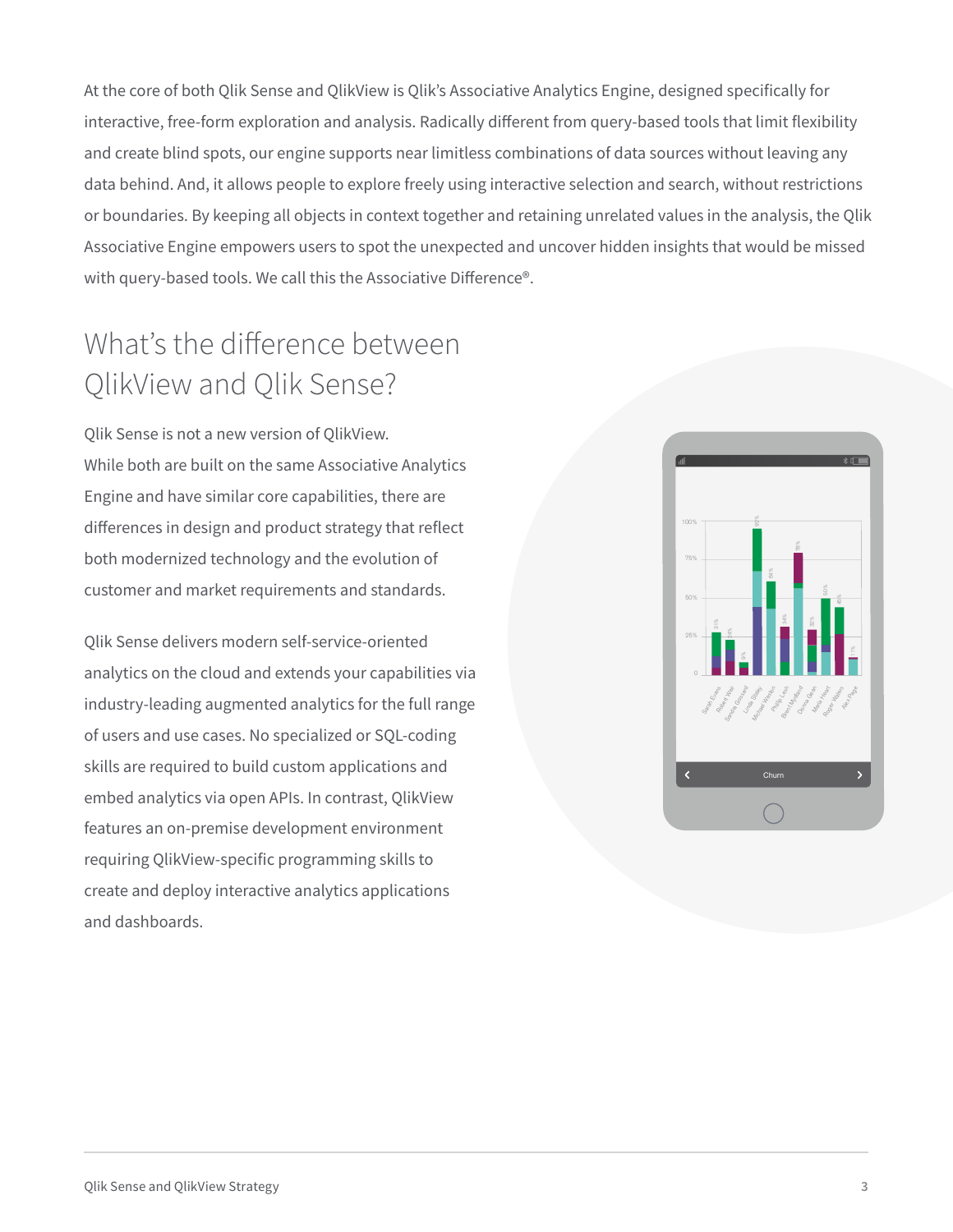At the core of both Qlik Sense and QlikView is Qlik's Associative Analytics Engine, designed specifically for interactive, free-form exploration and analysis. Radically different from query-based tools that limit flexibility and create blind spots, our engine supports near limitless combinations of data sources without leaving any data behind. And, it allows people to explore freely using interactive selection and search, without restrictions or boundaries. By keeping all objects in context together and retaining unrelated values in the analysis, the Qlik Associative Engine empowers users to spot the unexpected and uncover hidden insights that would be missed with query-based tools. We call this the Associative Difference®.

## What's the difference between QlikView and Qlik Sense?

Qlik Sense is not a new version of QlikView. While both are built on the same Associative Analytics Engine and have similar core capabilities, there are differences in design and product strategy that reflect both modernized technology and the evolution of customer and market requirements and standards.

Qlik Sense delivers modern self-service-oriented analytics on the cloud and extends your capabilities via industry-leading augmented analytics for the full range of users and use cases. No specialized or SQL-coding skills are required to build custom applications and embed analytics via open APIs. In contrast, QlikView features an on-premise development environment requiring QlikView-specific programming skills to create and deploy interactive analytics applications and dashboards.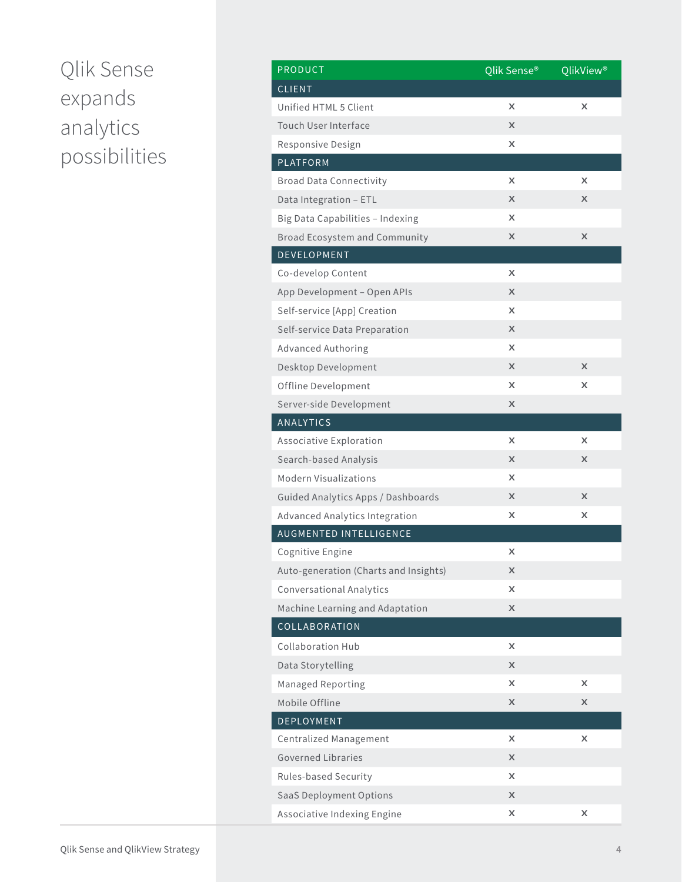# Qlik Sense expands analytics possibilities

| PRODUCT | Qlik Sense® | QlikView® |
|---|---|---|
| **CLIENT** | | |
| Unified HTML 5 Client | x | x |
| Touch User Interface | x | |
| Responsive Design | x | |
| **PLATFORM** | | |
| Broad Data Connectivity | x | x |
| Data Integration – ETL | x | x |
| Big Data Capabilities – Indexing | x | |
| Broad Ecosystem and Community | x | x |
| **DEVELOPMENT** | | |
| Co-develop Content | x | |
| App Development – Open APIs | x | |
| Self-service [App] Creation | x | |
| Self-service Data Preparation | x | |
| Advanced Authoring | x | |
| Desktop Development | x | x |
| Offline Development | x | x |
| Server-side Development | x | |
| **ANALYTICS** | | |
| Associative Exploration | x | x |
| Search-based Analysis | x | x |
| Modern Visualizations | x | |
| Guided Analytics Apps / Dashboards | x | x |
| Advanced Analytics Integration | x | x |
| **AUGMENTED INTELLIGENCE** | | |
| Cognitive Engine | x | |
| Auto-generation (Charts and Insights) | x | |
| Conversational Analytics | x | |
| Machine Learning and Adaptation | x | |
| **COLLABORATION** | | |
| Collaboration Hub | x | |
| Data Storytelling | x | |
| Managed Reporting | x | x |
| Mobile Offline | x | x |
| **DEPLOYMENT** | | |
| Centralized Management | x | x |
| Governed Libraries | x | |
| Rules-based Security | x | |
| SaaS Deployment Options | x | |
| Associative Indexing Engine | x | x |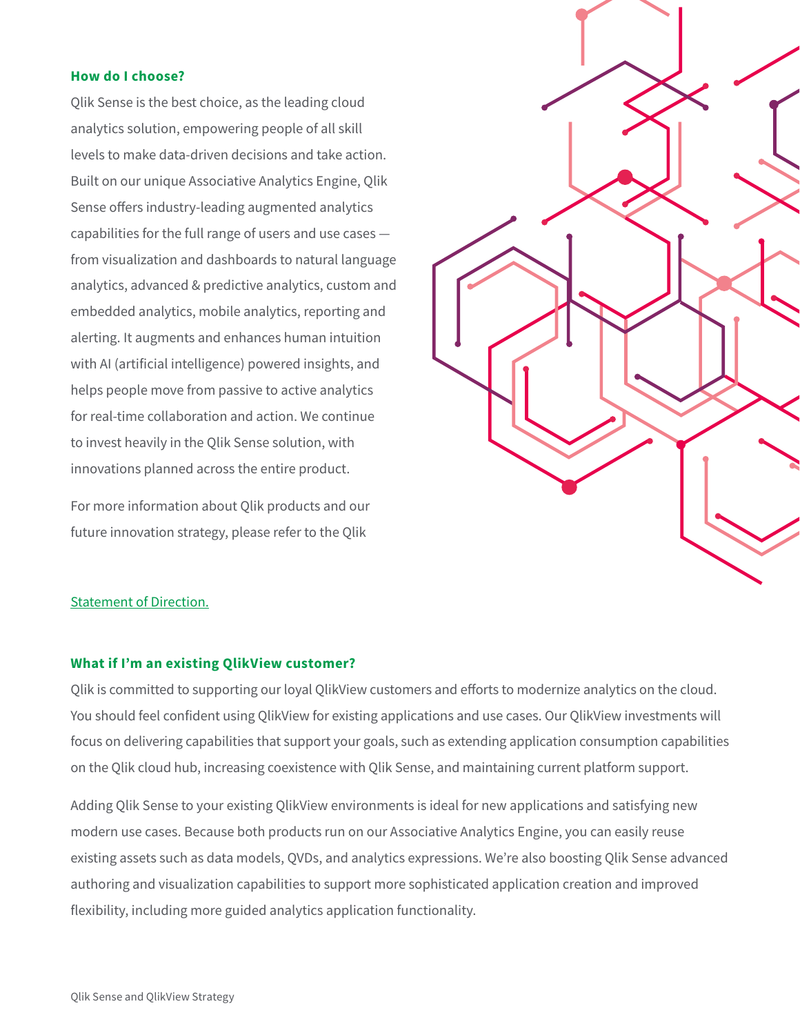### How do I choose?

Qlik Sense is the best choice, as the leading cloud analytics solution, empowering people of all skill levels to make data-driven decisions and take action. Built on our unique Associative Analytics Engine, Qlik Sense offers industry-leading augmented analytics capabilities for the full range of users and use cases — from visualization and dashboards to natural language analytics, advanced & predictive analytics, custom and embedded analytics, mobile analytics, reporting and alerting. It augments and enhances human intuition with AI (artificial intelligence) powered insights, and helps people move from passive to active analytics for real-time collaboration and action. We continue to invest heavily in the Qlik Sense solution, with innovations planned across the entire product.

For more information about Qlik products and our future innovation strategy, please refer to the Qlik

Statement of Direction.

### What if I'm an existing QlikView customer?

Qlik is committed to supporting our loyal QlikView customers and efforts to modernize analytics on the cloud. You should feel confident using QlikView for existing applications and use cases. Our QlikView investments will focus on delivering capabilities that support your goals, such as extending application consumption capabilities on the Qlik cloud hub, increasing coexistence with Qlik Sense, and maintaining current platform support.

Adding Qlik Sense to your existing QlikView environments is ideal for new applications and satisfying new modern use cases. Because both products run on our Associative Analytics Engine, you can easily reuse existing assets such as data models, QVDs, and analytics expressions. We're also boosting Qlik Sense advanced authoring and visualization capabilities to support more sophisticated application creation and improved flexibility, including more guided analytics application functionality.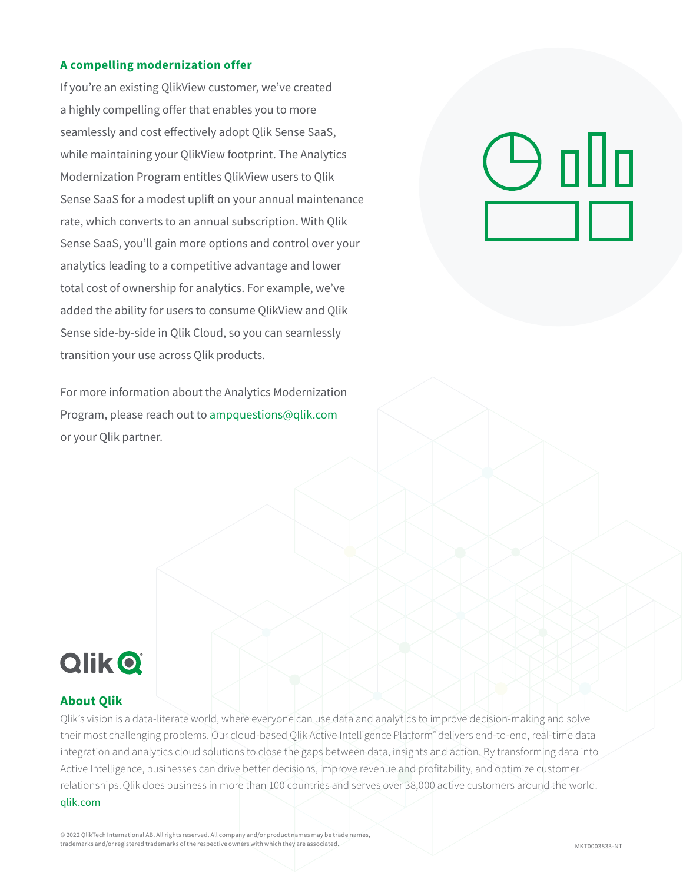## A compelling modernization offer

If you're an existing QlikView customer, we've created a highly compelling offer that enables you to more seamlessly and cost effectively adopt Qlik Sense SaaS, while maintaining your QlikView footprint. The Analytics Modernization Program entitles QlikView users to Qlik Sense SaaS for a modest uplift on your annual maintenance rate, which converts to an annual subscription. With Qlik Sense SaaS, you'll gain more options and control over your analytics leading to a competitive advantage and lower total cost of ownership for analytics. For example, we've added the ability for users to consume QlikView and Qlik Sense side-by-side in Qlik Cloud, so you can seamlessly transition your use across Qlik products.

For more information about the Analytics Modernization Program, please reach out to ampquestions@qlik.com or your Qlik partner.

Qlik

## About Qlik

Qlik's vision is a data-literate world, where everyone can use data and analytics to improve decision-making and solve their most challenging problems. Our cloud-based Qlik Active Intelligence Platform® delivers end-to-end, real-time data integration and analytics cloud solutions to close the gaps between data, insights and action. By transforming data into Active Intelligence, businesses can drive better decisions, improve revenue and profitability, and optimize customer relationships. Qlik does business in more than 100 countries and serves over 38,000 active customers around the world.

qlik.com

© 2022 QlikTech International AB. All rights reserved. All company and/or product names may be trade names, trademarks and/or registered trademarks of the respective owners with which they are associated.

MKT0003833-NT